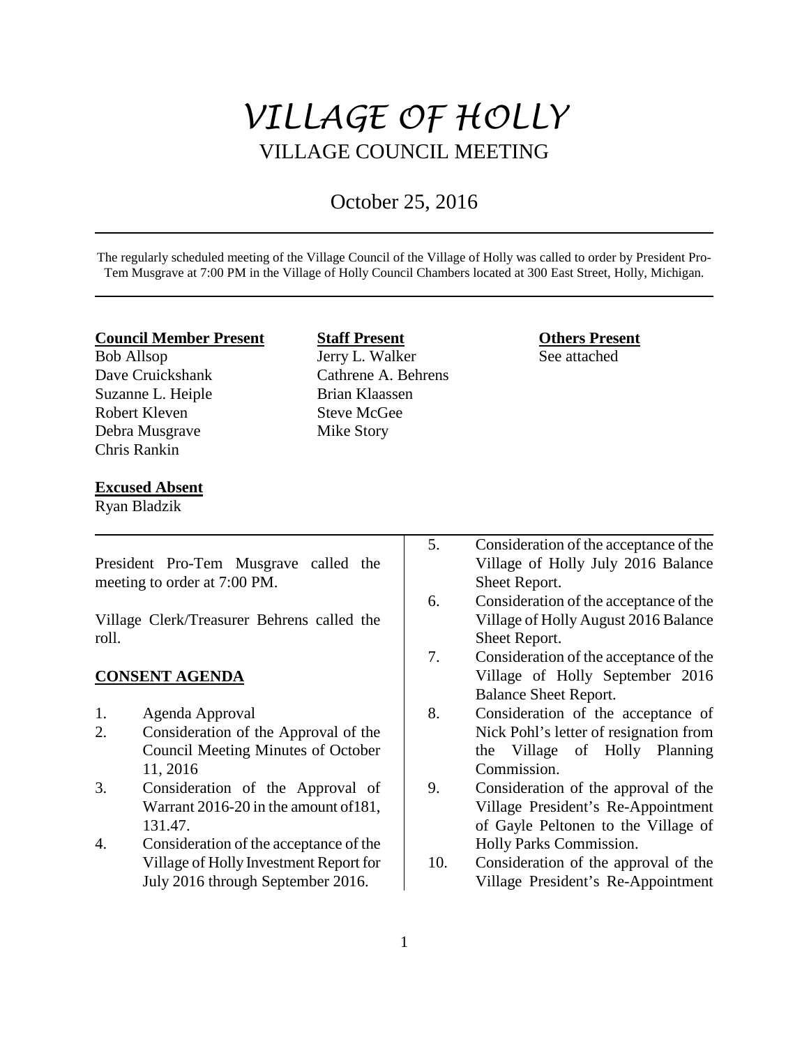# VILLAGE OF HOLLY

## VILLAGE COUNCIL MEETING

October 25, 2016

The regularly scheduled meeting of the Village Council of the Village of Holly was called to order by President Pro-Tem Musgrave at 7:00 PM in the Village of Holly Council Chambers located at 300 East Street, Holly, Michigan.

**Council Member Present**
Bob Allsop
Dave Cruickshank
Suzanne L. Heiple
Robert Kleven
Debra Musgrave
Chris Rankin

**Staff Present**
Jerry L. Walker
Cathrene A. Behrens
Brian Klaassen
Steve McGee
Mike Story

**Others Present**
See attached

**Excused Absent**
Ryan Bladzik

President Pro-Tem Musgrave called the meeting to order at 7:00 PM.

Village Clerk/Treasurer Behrens called the roll.

**CONSENT AGENDA**

1. Agenda Approval
2. Consideration of the Approval of the Council Meeting Minutes of October 11, 2016
3. Consideration of the Approval of Warrant 2016-20 in the amount of181, 131.47.
4. Consideration of the acceptance of the Village of Holly Investment Report for July 2016 through September 2016.
5. Consideration of the acceptance of the Village of Holly July 2016 Balance Sheet Report.
6. Consideration of the acceptance of the Village of Holly August 2016 Balance Sheet Report.
7. Consideration of the acceptance of the Village of Holly September 2016 Balance Sheet Report.
8. Consideration of the acceptance of Nick Pohl's letter of resignation from the Village of Holly Planning Commission.
9. Consideration of the approval of the Village President's Re-Appointment of Gayle Peltonen to the Village of Holly Parks Commission.
10. Consideration of the approval of the Village President's Re-Appointment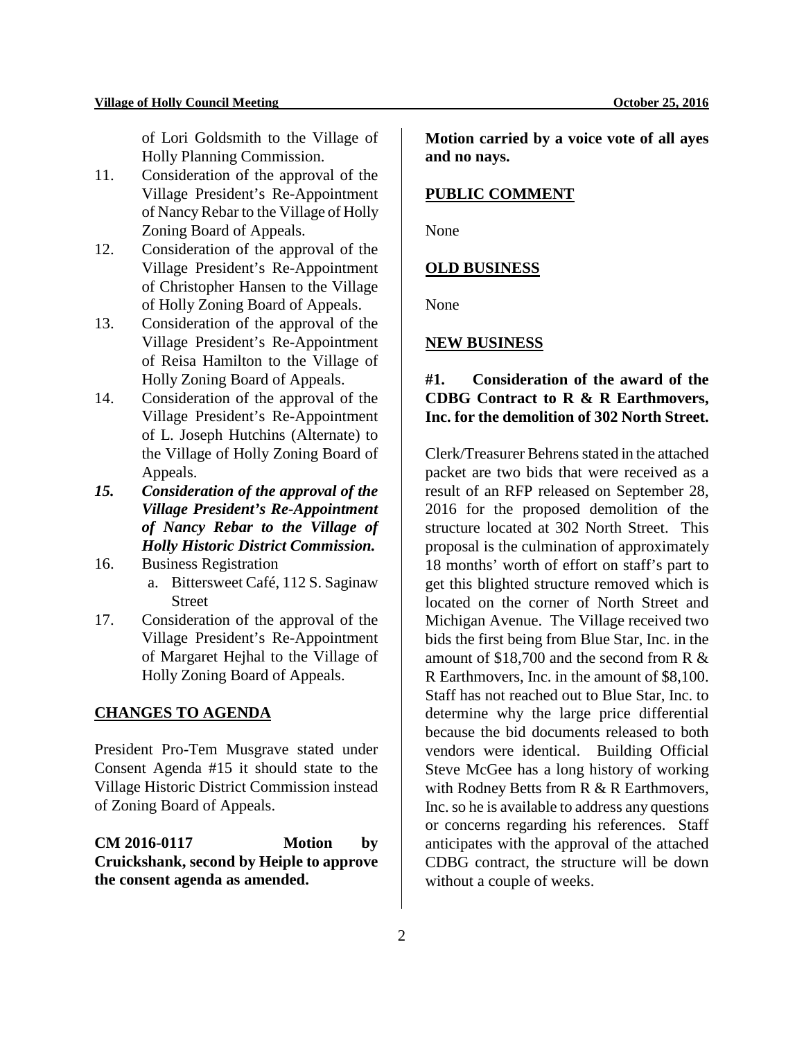of Lori Goldsmith to the Village of Holly Planning Commission.

11. Consideration of the approval of the Village President's Re-Appointment of Nancy Rebar to the Village of Holly Zoning Board of Appeals.
12. Consideration of the approval of the Village President's Re-Appointment of Christopher Hansen to the Village of Holly Zoning Board of Appeals.
13. Consideration of the approval of the Village President's Re-Appointment of Reisa Hamilton to the Village of Holly Zoning Board of Appeals.
14. Consideration of the approval of the Village President's Re-Appointment of L. Joseph Hutchins (Alternate) to the Village of Holly Zoning Board of Appeals.
15. ***Consideration of the approval of the Village President's Re-Appointment of Nancy Rebar to the Village of Holly Historic District Commission.***
16. Business Registration
    a. Bittersweet Café, 112 S. Saginaw Street
17. Consideration of the approval of the Village President's Re-Appointment of Margaret Hejhal to the Village of Holly Zoning Board of Appeals.

## CHANGES TO AGENDA

President Pro-Tem Musgrave stated under Consent Agenda #15 it should state to the Village Historic District Commission instead of Zoning Board of Appeals.

**CM 2016-0117 Motion by Cruickshank, second by Heiple to approve the consent agenda as amended.**

**Motion carried by a voice vote of all ayes and no nays.**

## PUBLIC COMMENT

None

## OLD BUSINESS

None

## NEW BUSINESS

### #1. Consideration of the award of the CDBG Contract to R & R Earthmovers, Inc. for the demolition of 302 North Street.

Clerk/Treasurer Behrens stated in the attached packet are two bids that were received as a result of an RFP released on September 28, 2016 for the proposed demolition of the structure located at 302 North Street. This proposal is the culmination of approximately 18 months' worth of effort on staff's part to get this blighted structure removed which is located on the corner of North Street and Michigan Avenue. The Village received two bids the first being from Blue Star, Inc. in the amount of $18,700 and the second from R & R Earthmovers, Inc. in the amount of $8,100. Staff has not reached out to Blue Star, Inc. to determine why the large price differential because the bid documents released to both vendors were identical. Building Official Steve McGee has a long history of working with Rodney Betts from R & R Earthmovers, Inc. so he is available to address any questions or concerns regarding his references. Staff anticipates with the approval of the attached CDBG contract, the structure will be down without a couple of weeks.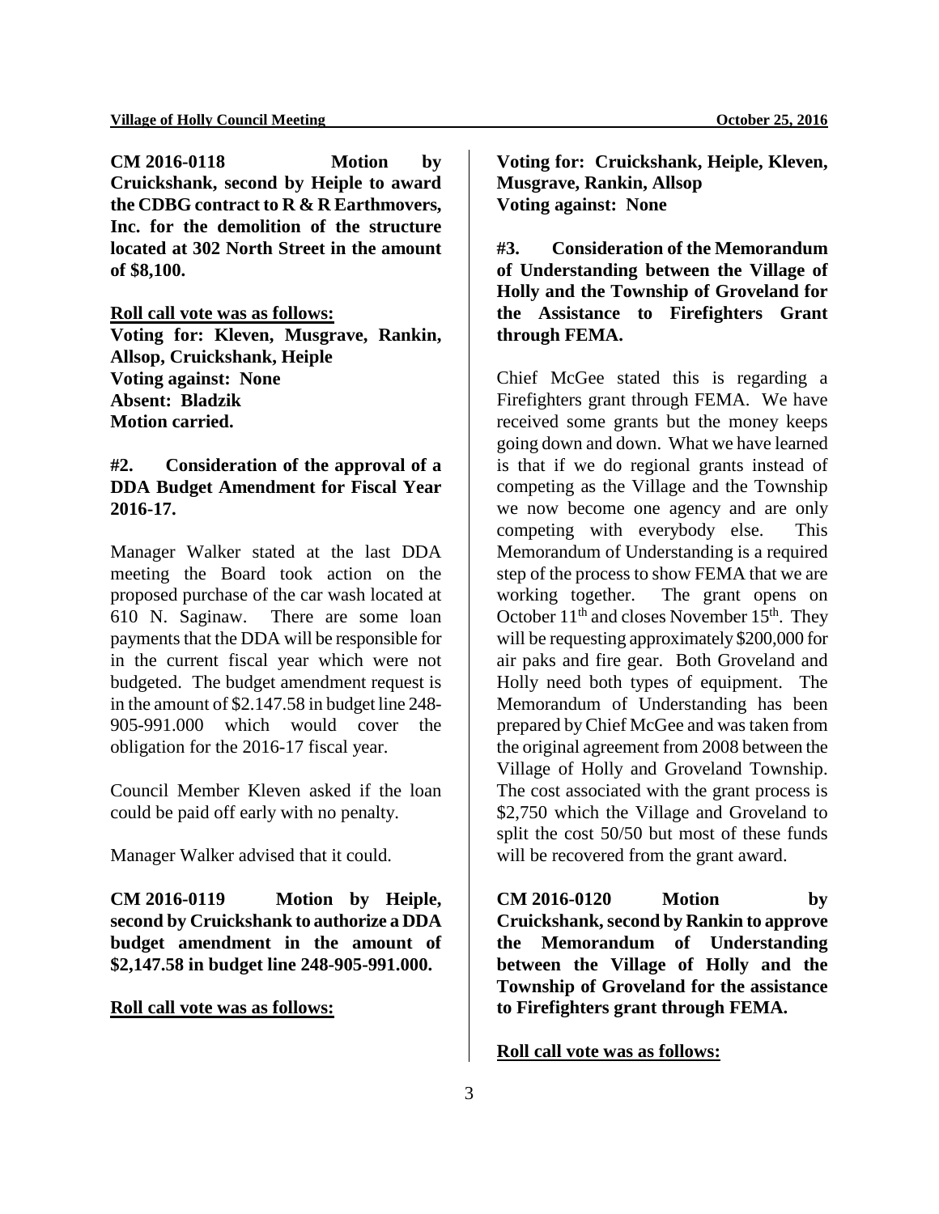**CM 2016-0118 Motion by Cruickshank, second by Heiple to award the CDBG contract to R & R Earthmovers, Inc. for the demolition of the structure located at 302 North Street in the amount of $8,100.**

**Roll call vote was as follows:**
**Voting for: Kleven, Musgrave, Rankin, Allsop, Cruickshank, Heiple**
**Voting against: None**
**Absent: Bladzik**
**Motion carried.**

**#2. Consideration of the approval of a DDA Budget Amendment for Fiscal Year 2016-17.**

Manager Walker stated at the last DDA meeting the Board took action on the proposed purchase of the car wash located at 610 N. Saginaw. There are some loan payments that the DDA will be responsible for in the current fiscal year which were not budgeted. The budget amendment request is in the amount of $2.147.58 in budget line 248-905-991.000 which would cover the obligation for the 2016-17 fiscal year.

Council Member Kleven asked if the loan could be paid off early with no penalty.

Manager Walker advised that it could.

**CM 2016-0119 Motion by Heiple, second by Cruickshank to authorize a DDA budget amendment in the amount of $2,147.58 in budget line 248-905-991.000.**

**Roll call vote was as follows:**

**Voting for: Cruickshank, Heiple, Kleven, Musgrave, Rankin, Allsop**
**Voting against: None**

**#3. Consideration of the Memorandum of Understanding between the Village of Holly and the Township of Groveland for the Assistance to Firefighters Grant through FEMA.**

Chief McGee stated this is regarding a Firefighters grant through FEMA. We have received some grants but the money keeps going down and down. What we have learned is that if we do regional grants instead of competing as the Village and the Township we now become one agency and are only competing with everybody else. This Memorandum of Understanding is a required step of the process to show FEMA that we are working together. The grant opens on October 11th and closes November 15th. They will be requesting approximately $200,000 for air paks and fire gear. Both Groveland and Holly need both types of equipment. The Memorandum of Understanding has been prepared by Chief McGee and was taken from the original agreement from 2008 between the Village of Holly and Groveland Township. The cost associated with the grant process is $2,750 which the Village and Groveland to split the cost 50/50 but most of these funds will be recovered from the grant award.

**CM 2016-0120 Motion by Cruickshank, second by Rankin to approve the Memorandum of Understanding between the Village of Holly and the Township of Groveland for the assistance to Firefighters grant through FEMA.**

**Roll call vote was as follows:**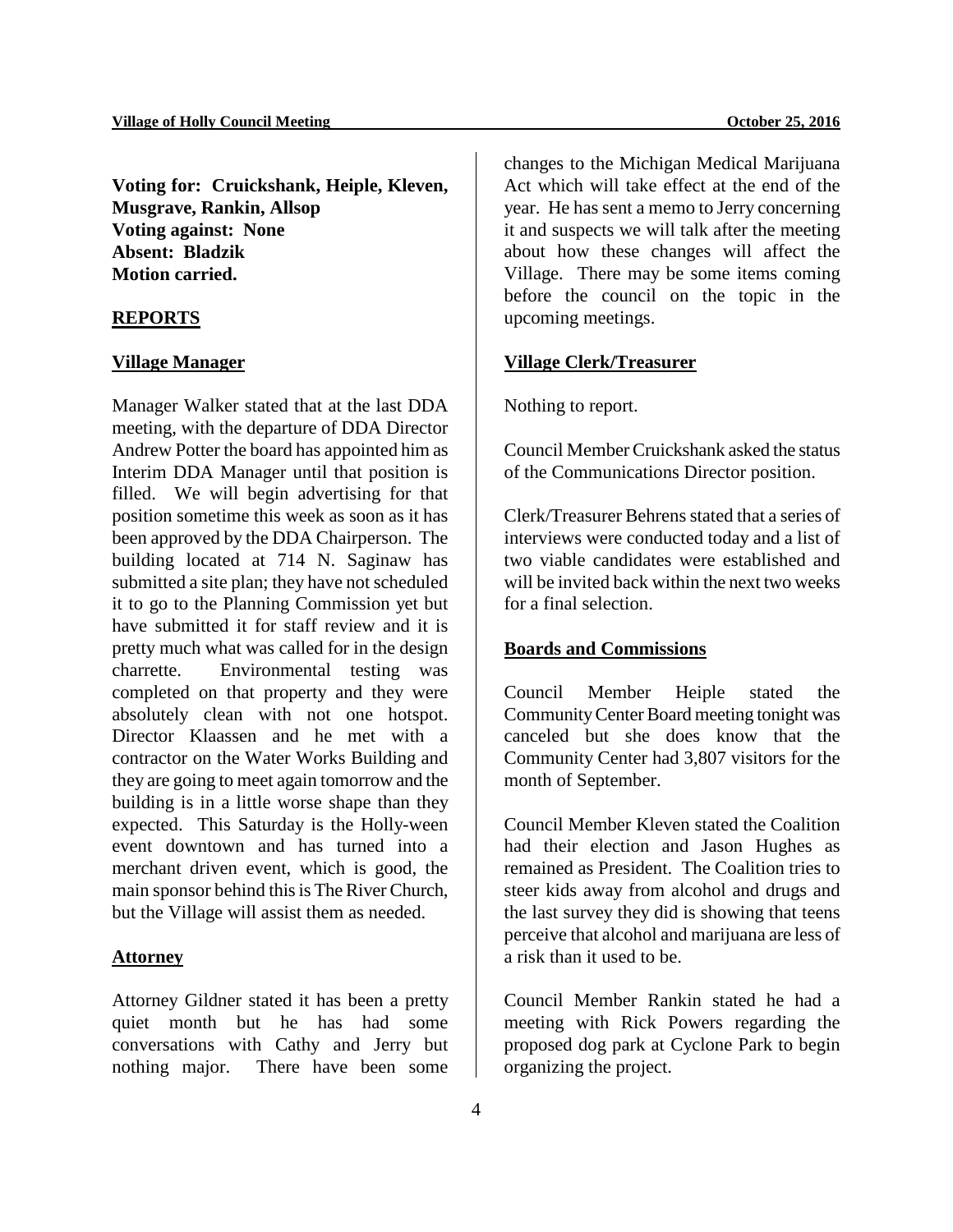**Voting for: Cruickshank, Heiple, Kleven, Musgrave, Rankin, Allsop**
**Voting against: None**
**Absent: Bladzik**
**Motion carried.**

## REPORTS

### Village Manager

Manager Walker stated that at the last DDA meeting, with the departure of DDA Director Andrew Potter the board has appointed him as Interim DDA Manager until that position is filled. We will begin advertising for that position sometime this week as soon as it has been approved by the DDA Chairperson. The building located at 714 N. Saginaw has submitted a site plan; they have not scheduled it to go to the Planning Commission yet but have submitted it for staff review and it is pretty much what was called for in the design charrette. Environmental testing was completed on that property and they were absolutely clean with not one hotspot. Director Klaassen and he met with a contractor on the Water Works Building and they are going to meet again tomorrow and the building is in a little worse shape than they expected. This Saturday is the Holly-ween event downtown and has turned into a merchant driven event, which is good, the main sponsor behind this is The River Church, but the Village will assist them as needed.

### Attorney

Attorney Gildner stated it has been a pretty quiet month but he has had some conversations with Cathy and Jerry but nothing major. There have been some changes to the Michigan Medical Marijuana Act which will take effect at the end of the year. He has sent a memo to Jerry concerning it and suspects we will talk after the meeting about how these changes will affect the Village. There may be some items coming before the council on the topic in the upcoming meetings.

### Village Clerk/Treasurer

Nothing to report.

Council Member Cruickshank asked the status of the Communications Director position.

Clerk/Treasurer Behrens stated that a series of interviews were conducted today and a list of two viable candidates were established and will be invited back within the next two weeks for a final selection.

### Boards and Commissions

Council Member Heiple stated the Community Center Board meeting tonight was canceled but she does know that the Community Center had 3,807 visitors for the month of September.

Council Member Kleven stated the Coalition had their election and Jason Hughes as remained as President. The Coalition tries to steer kids away from alcohol and drugs and the last survey they did is showing that teens perceive that alcohol and marijuana are less of a risk than it used to be.

Council Member Rankin stated he had a meeting with Rick Powers regarding the proposed dog park at Cyclone Park to begin organizing the project.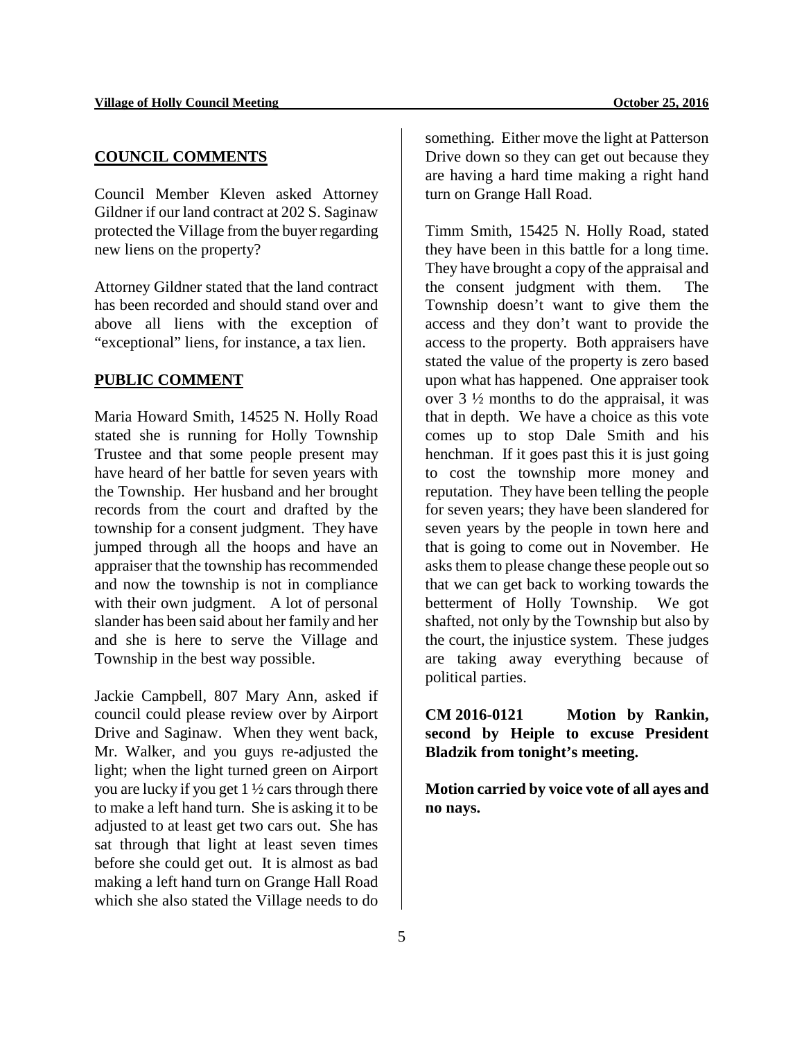## COUNCIL COMMENTS

Council Member Kleven asked Attorney Gildner if our land contract at 202 S. Saginaw protected the Village from the buyer regarding new liens on the property?

Attorney Gildner stated that the land contract has been recorded and should stand over and above all liens with the exception of "exceptional" liens, for instance, a tax lien.

## PUBLIC COMMENT

Maria Howard Smith, 14525 N. Holly Road stated she is running for Holly Township Trustee and that some people present may have heard of her battle for seven years with the Township. Her husband and her brought records from the court and drafted by the township for a consent judgment. They have jumped through all the hoops and have an appraiser that the township has recommended and now the township is not in compliance with their own judgment. A lot of personal slander has been said about her family and her and she is here to serve the Village and Township in the best way possible.

Jackie Campbell, 807 Mary Ann, asked if council could please review over by Airport Drive and Saginaw. When they went back, Mr. Walker, and you guys re-adjusted the light; when the light turned green on Airport you are lucky if you get 1 ½ cars through there to make a left hand turn. She is asking it to be adjusted to at least get two cars out. She has sat through that light at least seven times before she could get out. It is almost as bad making a left hand turn on Grange Hall Road which she also stated the Village needs to do something. Either move the light at Patterson Drive down so they can get out because they are having a hard time making a right hand turn on Grange Hall Road.

Timm Smith, 15425 N. Holly Road, stated they have been in this battle for a long time. They have brought a copy of the appraisal and the consent judgment with them. The Township doesn't want to give them the access and they don't want to provide the access to the property. Both appraisers have stated the value of the property is zero based upon what has happened. One appraiser took over 3 ½ months to do the appraisal, it was that in depth. We have a choice as this vote comes up to stop Dale Smith and his henchman. If it goes past this it is just going to cost the township more money and reputation. They have been telling the people for seven years; they have been slandered for seven years by the people in town here and that is going to come out in November. He asks them to please change these people out so that we can get back to working towards the betterment of Holly Township. We got shafted, not only by the Township but also by the court, the injustice system. These judges are taking away everything because of political parties.

**CM 2016-0121 Motion by Rankin, second by Heiple to excuse President Bladzik from tonight's meeting.**

**Motion carried by voice vote of all ayes and no nays.**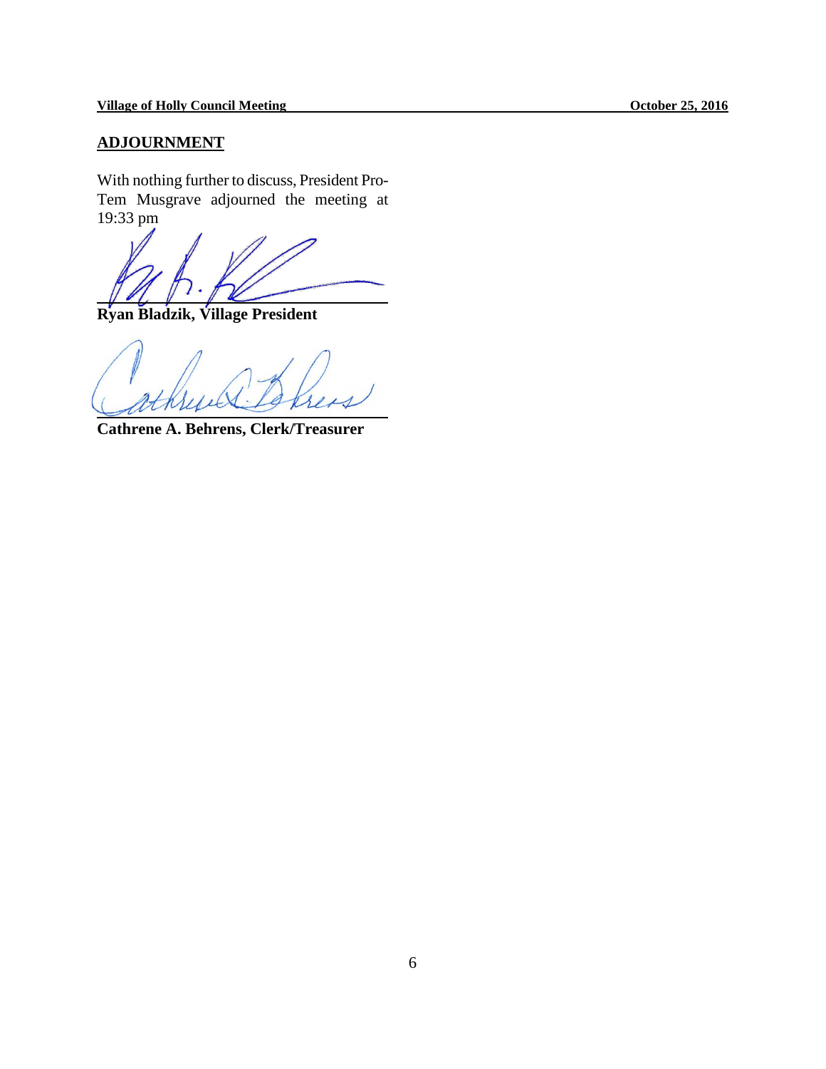## ADJOURNMENT

With nothing further to discuss, President Pro-Tem Musgrave adjourned the meeting at 19:33 pm

**Ryan Bladzik, Village President**

**Cathrene A. Behrens, Clerk/Treasurer**